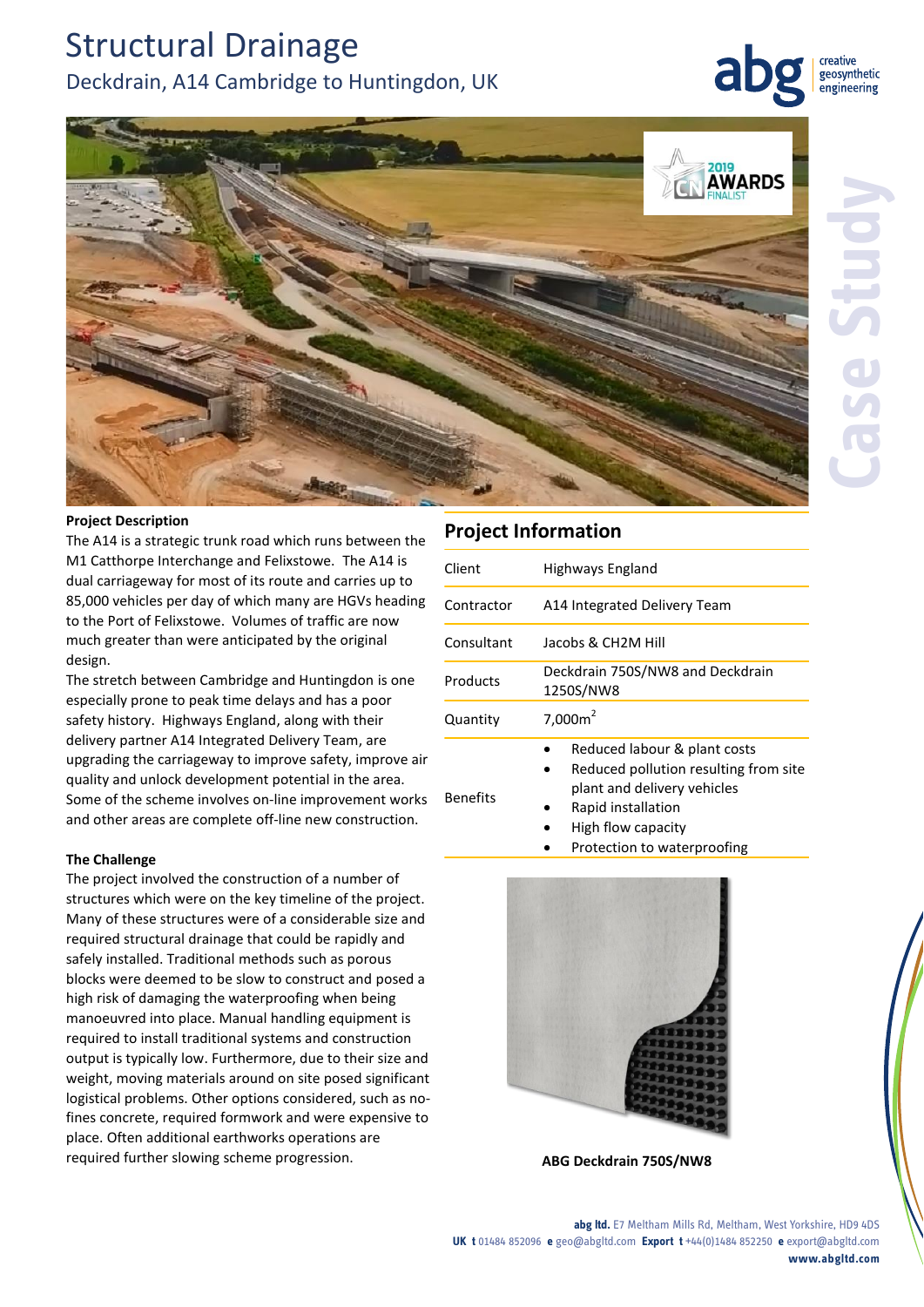# Structural Drainage

## Deckdrain, A14 Cambridge to Huntingdon, UK

**Project Description**

The A14 is a strategic trunk road which runs between the M1 Catthorpe Interchange and Felixstowe. The A14 is dual carriageway for most of its route and carries up to 85,000 vehicles per day of which many are HGVs heading to the Port of Felixstowe. Volumes of traffic are now much greater than were anticipated by the original design.

The stretch between Cambridge and Huntingdon is one especially prone to peak time delays and has a poor safety history. Highways England, along with their delivery partner A14 Integrated Delivery Team, are upgrading the carriageway to improve safety, improve air quality and unlock development potential in the area. Some of the scheme involves on-line improvement works and other areas are complete off-line new construction.

**The Challenge**

The project involved the construction of a number of structures which were on the key timeline of the project. Many of these structures were of a considerable size and required structural drainage that could be rapidly and safely installed. Traditional methods such as porous blocks were deemed to be slow to construct and posed a high risk of damaging the waterproofing when being manoeuvred into place. Manual handling equipment is required to install traditional systems and construction output is typically low. Furthermore, due to their size and weight, moving materials around on site posed significant logistical problems. Other options considered, such as no-fines concrete, required formwork and were expensive to place. Often additional earthworks operations are required further slowing scheme progression.

## Project Information

| | |
|---|---|
| Client | Highways England |
| Contractor | A14 Integrated Delivery Team |
| Consultant | Jacobs & CH2M Hill |
| Products | Deckdrain 750S/NW8 and Deckdrain 1250S/NW8 |
| Quantity | 7,000m$^2$ |
| Benefits | • Reduced labour & plant costs<br>• Reduced pollution resulting from site plant and delivery vehicles<br>• Rapid installation<br>• High flow capacity<br>• Protection to waterproofing |

ABG Deckdrain 750S/NW8

**abg ltd.** E7 Meltham Mills Rd, Meltham, West Yorkshire, HD9 4DS
**UK t** 01484 852096 **e** geo@abgltd.com **Export t** +44(0)1484 852250 **e** export@abgltd.com
**www.abgltd.com**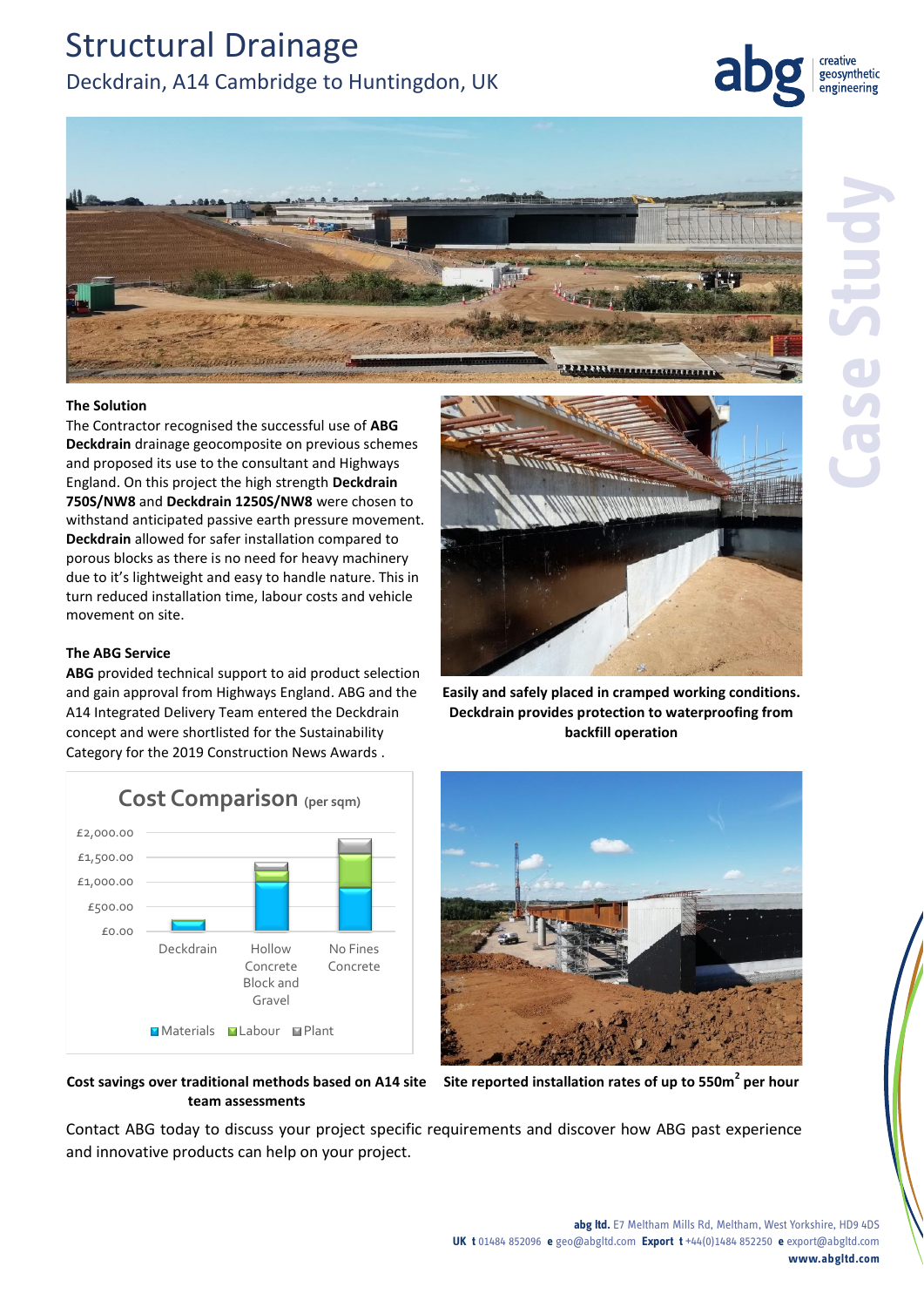# Structural Drainage

## Deckdrain, A14 Cambridge to Huntingdon, UK

### The Solution

The Contractor recognised the successful use of **ABG Deckdrain** drainage geocomposite on previous schemes and proposed its use to the consultant and Highways England. On this project the high strength **Deckdrain 750S/NW8** and **Deckdrain 1250S/NW8** were chosen to withstand anticipated passive earth pressure movement. **Deckdrain** allowed for safer installation compared to porous blocks as there is no need for heavy machinery due to it's lightweight and easy to handle nature. This in turn reduced installation time, labour costs and vehicle movement on site.

### The ABG Service

**ABG** provided technical support to aid product selection and gain approval from Highways England. ABG and the A14 Integrated Delivery Team entered the Deckdrain concept and were shortlisted for the Sustainability Category for the 2019 Construction News Awards .

**Easily and safely placed in cramped working conditions. Deckdrain provides protection to waterproofing from backfill operation**

Cost Comparison (per sqm)

£2,000.00
£1,500.00
£1,000.00
£500.00
£0.00

Deckdrain
Hollow Concrete Block and Gravel
No Fines Concrete

Materials
Labour
Plant

**Cost savings over traditional methods based on A14 site team assessments**

**Site reported installation rates of up to 550m$^2$ per hour**

Contact ABG today to discuss your project specific requirements and discover how ABG past experience and innovative products can help on your project.

**abg ltd.** E7 Meltham Mills Rd, Meltham, West Yorkshire, HD9 4DS
**UK t** 01484 852096 **e** geo@abgltd.com **Export t** +44(0)1484 852250 **e** export@abgltd.com
**www.abgltd.com**